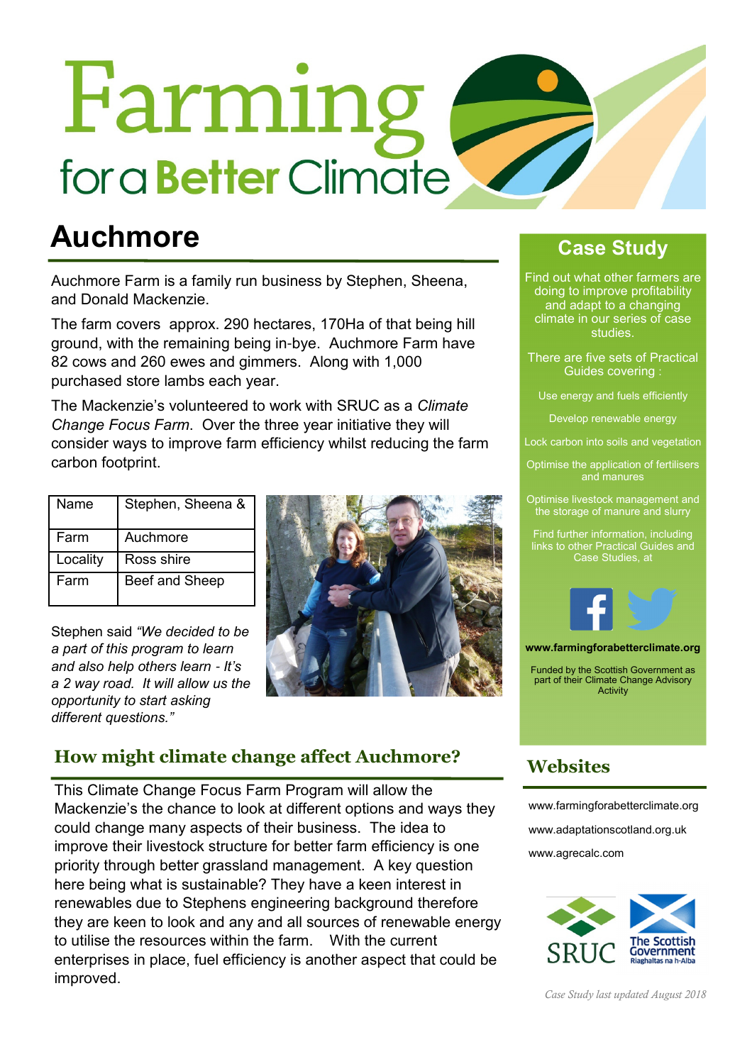# Farming for a Better Climate

## Auchmore

Auchmore Farm is a family run business by Stephen, Sheena, and Donald Mackenzie.

The farm covers approx. 290 hectares, 170Ha of that being hill ground, with the remaining being in-bye. Auchmore Farm have 82 cows and 260 ewes and gimmers. Along with 1,000 purchased store lambs each year.

The Mackenzie's volunteered to work with SRUC as a *Climate Change Focus Farm*. Over the three year initiative they will consider ways to improve farm efficiency whilst reducing the farm carbon footprint.

| | |
|---|---|
| Name | Stephen, Sheena & |
| Farm | Auchmore |
| Locality | Ross shire |
| Farm | Beef and Sheep |

Stephen said *"We decided to be a part of this program to learn and also help others learn - It's a 2 way road. It will allow us the opportunity to start asking different questions."*

## How might climate change affect Auchmore?

This Climate Change Focus Farm Program will allow the Mackenzie's the chance to look at different options and ways they could change many aspects of their business. The idea to improve their livestock structure for better farm efficiency is one priority through better grassland management. A key question here being what is sustainable? They have a keen interest in renewables due to Stephens engineering background therefore they are keen to look and any and all sources of renewable energy to utilise the resources within the farm. With the current enterprises in place, fuel efficiency is another aspect that could be improved.

## Case Study

Find out what other farmers are doing to improve profitability and adapt to a changing climate in our series of case studies.

There are five sets of Practical Guides covering :

- Use energy and fuels efficiently
- Develop renewable energy
- Lock carbon into soils and vegetation
- Optimise the application of fertilisers and manures
- Optimise livestock management and the storage of manure and slurry

Find further information, including links to other Practical Guides and Case Studies, at

**www.farmingforabetterclimate.org**

Funded by the Scottish Government as part of their Climate Change Advisory Activity

## Websites

www.farmingforabetterclimate.org

www.adaptationscotland.org.uk

www.agrecalc.com

SRUC | The Scottish Government Riaghaltas na h-Alba

*Case Study last updated August 2018*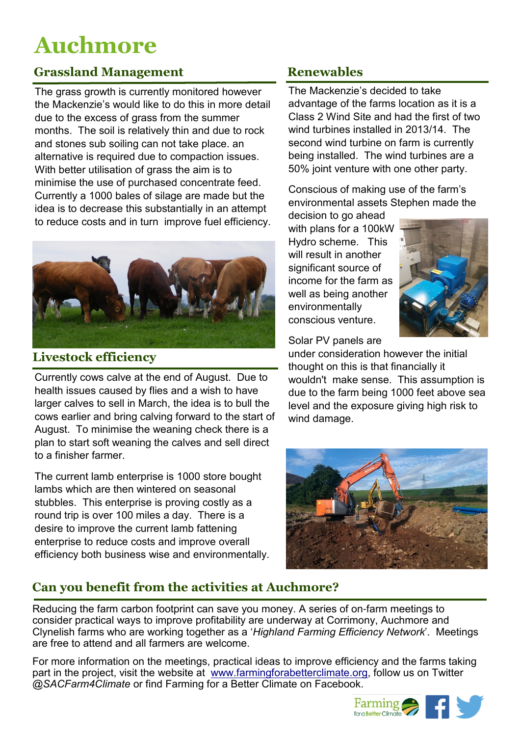# Auchmore

## Grassland Management

The grass growth is currently monitored however the Mackenzie's would like to do this in more detail due to the excess of grass from the summer months. The soil is relatively thin and due to rock and stones sub soiling can not take place. an alternative is required due to compaction issues. With better utilisation of grass the aim is to minimise the use of purchased concentrate feed. Currently a 1000 bales of silage are made but the idea is to decrease this substantially in an attempt to reduce costs and in turn improve fuel efficiency.

## Livestock efficiency

Currently cows calve at the end of August. Due to health issues caused by flies and a wish to have larger calves to sell in March, the idea is to bull the cows earlier and bring calving forward to the start of August. To minimise the weaning check there is a plan to start soft weaning the calves and sell direct to a finisher farmer.

The current lamb enterprise is 1000 store bought lambs which are then wintered on seasonal stubbles. This enterprise is proving costly as a round trip is over 100 miles a day. There is a desire to improve the current lamb fattening enterprise to reduce costs and improve overall efficiency both business wise and environmentally.

## Renewables

The Mackenzie's decided to take advantage of the farms location as it is a Class 2 Wind Site and had the first of two wind turbines installed in 2013/14. The second wind turbine on farm is currently being installed. The wind turbines are a 50% joint venture with one other party.

Conscious of making use of the farm's environmental assets Stephen made the decision to go ahead with plans for a 100kW Hydro scheme. This will result in another significant source of income for the farm as well as being another environmentally conscious venture.

Solar PV panels are under consideration however the initial thought on this is that financially it wouldn't make sense. This assumption is due to the farm being 1000 feet above sea level and the exposure giving high risk to wind damage.

## Can you benefit from the activities at Auchmore?

Reducing the farm carbon footprint can save you money. A series of on-farm meetings to consider practical ways to improve profitability are underway at Corrimony, Auchmore and Clynelish farms who are working together as a '*Highland Farming Efficiency Network*'. Meetings are free to attend and all farmers are welcome.

For more information on the meetings, practical ideas to improve efficiency and the farms taking part in the project, visit the website at www.farmingforabetterclimate.org, follow us on Twitter *@SACFarm4Climate* or find Farming for a Better Climate on Facebook.